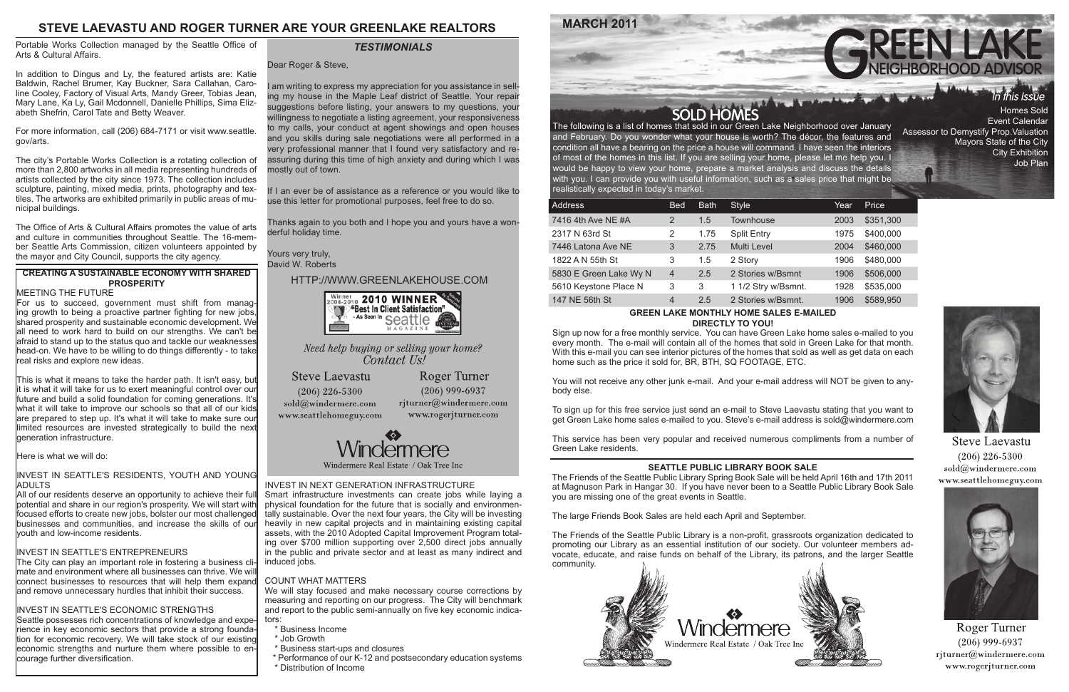# STEVE LAEVASTU AND ROGER TURNER ARE YOUR GREENLAKE REALTORS

Portable Works Collection managed by the Seattle Office of Arts & Cultural Affairs.

In addition to Dingus and Ly, the featured artists are: Katie Baldwin, Rachel Brumer, Kay Buckner, Sara Callahan, Caroline Cooley, Factory of Visual Arts, Mandy Greer, Tobias Jean, Mary Lane, Ka Ly, Gail Mcdonnell, Danielle Phillips, Sima Elizabeth Shefrin, Carol Tate and Betty Weaver.

For more information, call (206) 684-7171 or visit www.seattle.gov/arts.

The city's Portable Works Collection is a rotating collection of more than 2,800 artworks in all media representing hundreds of artists collected by the city since 1973. The collection includes sculpture, painting, mixed media, prints, photography and textiles. The artworks are exhibited primarily in public areas of municipal buildings.

The Office of Arts & Cultural Affairs promotes the value of arts and culture in communities throughout Seattle. The 16-member Seattle Arts Commission, citizen volunteers appointed by the mayor and City Council, supports the city agency.

### CREATING A SUSTAINABLE ECONOMY WITH SHARED PROSPERITY

MEETING THE FUTURE

For us to succeed, government must shift from managing growth to being a proactive partner fighting for new jobs, shared prosperity and sustainable economic development. We all need to work hard to build on our strengths. We can't be afraid to stand up to the status quo and tackle our weaknesses head-on. We have to be willing to do things differently - to take real risks and explore new ideas.

This is what it means to take the harder path. It isn't easy, but it is what it will take for us to exert meaningful control over our future and build a solid foundation for coming generations. It's what it will take to improve our schools so that all of our kids are prepared to step up. It's what it will take to make sure our limited resources are invested strategically to build the next generation infrastructure.

Here is what we will do:

INVEST IN SEATTLE'S RESIDENTS, YOUTH AND YOUNG ADULTS

All of our residents deserve an opportunity to achieve their full potential and share in our region's prosperity. We will start with focused efforts to create new jobs, bolster our most challenged businesses and communities, and increase the skills of our youth and low-income residents.

INVEST IN SEATTLE'S ENTREPRENEURS

The City can play an important role in fostering a business climate and environment where all businesses can thrive. We will connect businesses to resources that will help them expand and remove unnecessary hurdles that inhibit their success.

INVEST IN SEATTLE'S ECONOMIC STRENGTHS

Seattle possesses rich concentrations of knowledge and experience in key economic sectors that provide a strong foundation for economic recovery. We will take stock of our existing economic strengths and nurture them where possible to encourage further diversification.

INVEST IN NEXT GENERATION INFRASTRUCTURE

Smart infrastructure investments can create jobs while laying a physical foundation for the future that is socially and environmentally sustainable. Over the next four years, the City will be investing heavily in new capital projects and in maintaining existing capital assets, with the 2010 Adopted Capital Improvement Program totaling over $700 million supporting over 2,500 direct jobs annually in the public and private sector and at least as many indirect and induced jobs.

COUNT WHAT MATTERS

We will stay focused and make necessary course corrections by measuring and reporting on our progress. The City will benchmark and report to the public semi-annually on five key economic indicators:

* Business Income
* Job Growth
* Business start-ups and closures
* Performance of our K-12 and postsecondary education systems
* Distribution of Income

### *TESTIMONIALS*

Dear Roger & Steve,

I am writing to express my appreciation for you assistance in selling my house in the Maple Leaf district of Seattle. Your repair suggestions before listing, your answers to my questions, your willingness to negotiate a listing agreement, your responsiveness to my calls, your conduct at agent showings and open houses and you skills during sale negotiations were all performed in a very professional manner that I found very satisfactory and reassuring during this time of high anxiety and during which I was mostly out of town.

If I an ever be of assistance as a reference or you would like to use this letter for promotional purposes, feel free to do so.

Thanks again to you both and I hope you and yours have a wonderful holiday time.

Yours very truly,
David W. Roberts

HTTP://WWW.GREENLAKEHOUSE.COM

Winner 2004-2010 **2010 WINNER** "Best In Client Satisfaction" - As Seen In Seattle Magazine

*Need help buying or selling your home? Contact Us!*

Steve Laevastu
(206) 226-5300
sold@windermere.com
www.seattlehomeguy.com

Roger Turner
(206) 999-6937
rjturner@windermere.com
www.rogerjturner.com

Windermere
Windermere Real Estate / Oak Tree Inc

**MARCH 2011**

# GREEN LAKE NEIGHBORHOOD ADVISOR

*In this Issue*

Homes Sold
Event Calendar
Assessor to Demystify Prop.Valuation
Mayors State of the City
City Exhibition
Job Plan

## SOLD HOMES

The following is a list of homes that sold in our Green Lake Neighborhood over January and February. Do you wonder what your house is worth? The décor, the features and condition all have a bearing on the price a house will command. I have seen the interiors of most of the homes in this list. If you are selling your home, please let me help you. I would be happy to view your home, prepare a market analysis and discuss the details with you. I can provide you with useful information, such as a sales price that might be realistically expected in today's market.

| Address | Bed | Bath | Style | Year | Price |
|---|---|---|---|---|---|
| 7416 4th Ave NE #A | 2 | 1.5 | Townhouse | 2003 | $351,300 |
| 2317 N 63rd St | 2 | 1.75 | Split Entry | 1975 | $400,000 |
| 7446 Latona Ave NE | 3 | 2.75 | Multi Level | 2004 | $460,000 |
| 1822 A N 55th St | 3 | 1.5 | 2 Story | 1906 | $480,000 |
| 5830 E Green Lake Wy N | 4 | 2.5 | 2 Stories w/Bsmnt | 1906 | $506,000 |
| 5610 Keystone Place N | 3 | 3 | 1 1/2 Stry w/Bsmnt. | 1928 | $535,000 |
| 147 NE 56th St | 4 | 2.5 | 2 Stories w/Bsmnt. | 1906 | $589,950 |

### GREEN LAKE MONTHLY HOME SALES E-MAILED DIRECTLY TO YOU!

Sign up now for a free monthly service. You can have Green Lake home sales e-mailed to you every month. The e-mail will contain all of the homes that sold in Green Lake for that month. With this e-mail you can see interior pictures of the homes that sold as well as get data on each home such as the price it sold for, BR, BTH, SQ FOOTAGE, ETC.

You will not receive any other junk e-mail. And your e-mail address will NOT be given to anybody else.

To sign up for this free service just send an e-mail to Steve Laevastu stating that you want to get Green Lake home sales e-mailed to you. Steve's e-mail address is sold@windermere.com

This service has been very popular and received numerous compliments from a number of Green Lake residents.

### SEATTLE PUBLIC LIBRARY BOOK SALE

The Friends of the Seattle Public Library Spring Book Sale will be held April 16th and 17th 2011 at Magnuson Park in Hangar 30. If you have never been to a Seattle Public Library Book Sale you are missing one of the great events in Seattle.

The large Friends Book Sales are held each April and September.

The Friends of the Seattle Public Library is a non-profit, grassroots organization dedicated to promoting our Library as an essential institution of our society. Our volunteer members advocate, educate, and raise funds on behalf of the Library, its patrons, and the larger Seattle community.

Windermere
Windermere Real Estate / Oak Tree Inc

Steve Laevastu
(206) 226-5300
sold@windermere.com
www.seattlehomeguy.com

Roger Turner
(206) 999-6937
rjturner@windermere.com
www.rogerjturner.com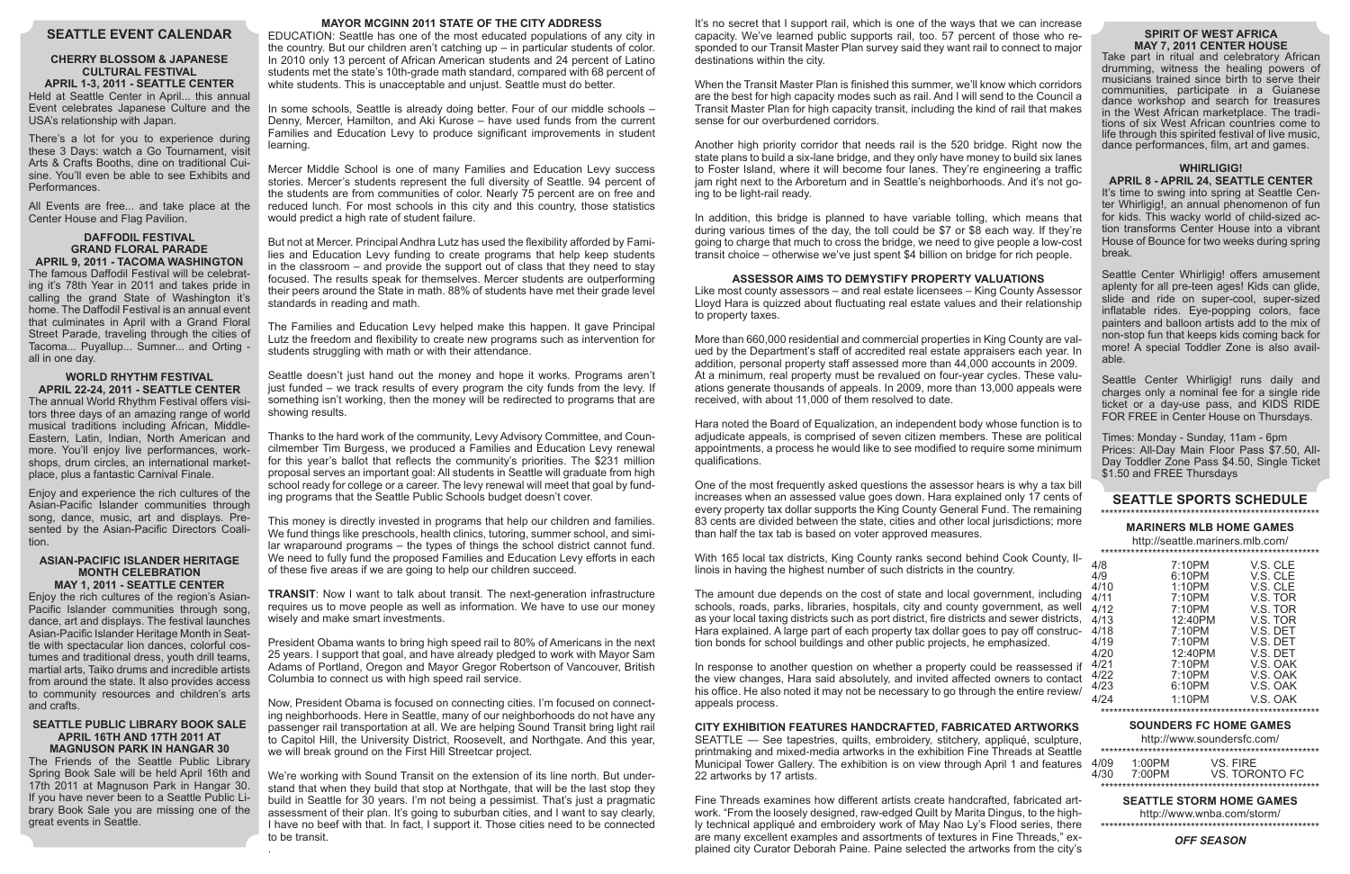## SEATTLE EVENT CALENDAR

### CHERRY BLOSSOM & JAPANESE CULTURAL FESTIVAL
### APRIL 1-3, 2011 - SEATTLE CENTER

Held at Seattle Center in April... this annual Event celebrates Japanese Culture and the USA's relationship with Japan.

There's a lot for you to experience during these 3 Days: watch a Go Tournament, visit Arts & Crafts Booths, dine on traditional Cuisine. You'll even be able to see Exhibits and Performances.

All Events are free... and take place at the Center House and Flag Pavilion.

### DAFFODIL FESTIVAL GRAND FLORAL PARADE
### APRIL 9, 2011 - TACOMA WASHINGTON

The famous Daffodil Festival will be celebrating it's 78th Year in 2011 and takes pride in calling the grand State of Washington it's home. The Daffodil Festival is an annual event that culminates in April with a Grand Floral Street Parade, traveling through the cities of Tacoma... Puyallup... Sumner... and Orting - all in one day.

### WORLD RHYTHM FESTIVAL
### APRIL 22-24, 2011 - SEATTLE CENTER

The annual World Rhythm Festival offers visitors three days of an amazing range of world musical traditions including African, Middle-Eastern, Latin, Indian, North American and more. You'll enjoy live performances, workshops, drum circles, an international marketplace, plus a fantastic Carnival Finale.

Enjoy and experience the rich cultures of the Asian-Pacific Islander communities through song, dance, music, art and displays. Presented by the Asian-Pacific Directors Coalition.

### ASIAN-PACIFIC ISLANDER HERITAGE MONTH CELEBRATION
### MAY 1, 2011 - SEATTLE CENTER

Enjoy the rich cultures of the region's Asian-Pacific Islander communities through song, dance, art and displays. The festival launches Asian-Pacific Islander Heritage Month in Seattle with spectacular lion dances, colorful costumes and traditional dress, youth drill teams, martial arts, Taiko drums and incredible artists from around the state. It also provides access to community resources and children's arts and crafts.

### SEATTLE PUBLIC LIBRARY BOOK SALE
### APRIL 16TH AND 17TH 2011 AT MAGNUSON PARK IN HANGAR 30

The Friends of the Seattle Public Library Spring Book Sale will be held April 16th and 17th 2011 at Magnuson Park in Hangar 30. If you have never been to a Seattle Public Library Book Sale you are missing one of the great events in Seattle.

## MAYOR MCGINN 2011 STATE OF THE CITY ADDRESS

EDUCATION: Seattle has one of the most educated populations of any city in the country. But our children aren't catching up – in particular students of color. In 2010 only 13 percent of African American students and 24 percent of Latino students met the state's 10th-grade math standard, compared with 68 percent of white students. This is unacceptable and unjust. Seattle must do better.

In some schools, Seattle is already doing better. Four of our middle schools – Denny, Mercer, Hamilton, and Aki Kurose – have used funds from the current Families and Education Levy to produce significant improvements in student learning.

Mercer Middle School is one of many Families and Education Levy success stories. Mercer's students represent the full diversity of Seattle. 94 percent of the students are from communities of color. Nearly 75 percent are on free and reduced lunch. For most schools in this city and this country, those statistics would predict a high rate of student failure.

But not at Mercer. Principal Andhra Lutz has used the flexibility afforded by Families and Education Levy funding to create programs that help keep students in the classroom – and provide the support out of class that they need to stay focused. The results speak for themselves. Mercer students are outperforming their peers around the State in math. 88% of students have met their grade level standards in reading and math.

The Families and Education Levy helped make this happen. It gave Principal Lutz the freedom and flexibility to create new programs such as intervention for students struggling with math or with their attendance.

Seattle doesn't just hand out the money and hope it works. Programs aren't just funded – we track results of every program the city funds from the levy. If something isn't working, then the money will be redirected to programs that are showing results.

Thanks to the hard work of the community, Levy Advisory Committee, and Councilmember Tim Burgess, we produced a Families and Education Levy renewal for this year's ballot that reflects the community's priorities. The $231 million proposal serves an important goal: All students in Seattle will graduate from high school ready for college or a career. The levy renewal will meet that goal by funding programs that the Seattle Public Schools budget doesn't cover.

This money is directly invested in programs that help our children and families. We fund things like preschools, health clinics, tutoring, summer school, and similar wraparound programs – the types of things the school district cannot fund. We need to fully fund the proposed Families and Education Levy efforts in each of these five areas if we are going to help our children succeed.

**TRANSIT**: Now I want to talk about transit. The next-generation infrastructure requires us to move people as well as information. We have to use our money wisely and make smart investments.

President Obama wants to bring high speed rail to 80% of Americans in the next 25 years. I support that goal, and have already pledged to work with Mayor Sam Adams of Portland, Oregon and Mayor Gregor Robertson of Vancouver, British Columbia to connect us with high speed rail service.

Now, President Obama is focused on connecting cities. I'm focused on connecting neighborhoods. Here in Seattle, many of our neighborhoods do not have any passenger rail transportation at all. We are helping Sound Transit bring light rail to Capitol Hill, the University District, Roosevelt, and Northgate. And this year, we will break ground on the First Hill Streetcar project.

We're working with Sound Transit on the extension of its line north. But understand that when they build that stop at Northgate, that will be the last stop they build in Seattle for 30 years. I'm not being a pessimist. That's just a pragmatic assessment of their plan. It's going to suburban cities, and I want to say clearly, I have no beef with that. In fact, I support it. Those cities need to be connected to be transit.

It's no secret that I support rail, which is one of the ways that we can increase capacity. We've learned public supports rail, too. 57 percent of those who responded to our Transit Master Plan survey said they want rail to connect to major destinations within the city.

When the Transit Master Plan is finished this summer, we'll know which corridors are the best for high capacity modes such as rail. And I will send to the Council a Transit Master Plan for high capacity transit, including the kind of rail that makes sense for our overburdened corridors.

Another high priority corridor that needs rail is the 520 bridge. Right now the state plans to build a six-lane bridge, and they only have money to build six lanes to Foster Island, where it will become four lanes. They're engineering a traffic jam right next to the Arboretum and in Seattle's neighborhoods. And it's not going to be light-rail ready.

In addition, this bridge is planned to have variable tolling, which means that during various times of the day, the toll could be $7 or $8 each way. If they're going to charge that much to cross the bridge, we need to give people a low-cost transit choice – otherwise we've just spent $4 billion on bridge for rich people.

## ASSESSOR AIMS TO DEMYSTIFY PROPERTY VALUATIONS

Like most county assessors – and real estate licensees – King County Assessor Lloyd Hara is quizzed about fluctuating real estate values and their relationship to property taxes.

More than 660,000 residential and commercial properties in King County are valued by the Department's staff of accredited real estate appraisers each year. In addition, personal property staff assessed more than 44,000 accounts in 2009. At a minimum, real property must be revalued on four-year cycles. These valuations generate thousands of appeals. In 2009, more than 13,000 appeals were received, with about 11,000 of them resolved to date.

Hara noted the Board of Equalization, an independent body whose function is to adjudicate appeals, is comprised of seven citizen members. These are political appointments, a process he would like to see modified to require some minimum qualifications.

One of the most frequently asked questions the assessor hears is why a tax bill increases when an assessed value goes down. Hara explained only 17 cents of every property tax dollar supports the King County General Fund. The remaining 83 cents are divided between the state, cities and other local jurisdictions; more than half the tax tab is based on voter approved measures.

With 165 local tax districts, King County ranks second behind Cook County, Illinois in having the highest number of such districts in the country.

The amount due depends on the cost of state and local government, including schools, roads, parks, libraries, hospitals, city and county government, as well as your local taxing districts such as port district, fire districts and sewer districts, Hara explained. A large part of each property tax dollar goes to pay off construction bonds for school buildings and other public projects, he emphasized.

In response to another question on whether a property could be reassessed if the view changes, Hara said absolutely, and invited affected owners to contact his office. He also noted it may not be necessary to go through the entire review/ appeals process.

## CITY EXHIBITION FEATURES HANDCRAFTED, FABRICATED ARTWORKS

SEATTLE — See tapestries, quilts, embroidery, stitchery, appliqué, sculpture, printmaking and mixed-media artworks in the exhibition Fine Threads at Seattle Municipal Tower Gallery. The exhibition is on view through April 1 and features 22 artworks by 17 artists.

Fine Threads examines how different artists create handcrafted, fabricated artwork. "From the loosely designed, raw-edged Quilt by Marita Dingus, to the highly technical appliqué and embroidery work of May Nao Ly's Flood series, there are many excellent examples and assortments of textures in Fine Threads," explained city Curator Deborah Paine. Paine selected the artworks from the city's

### SPIRIT OF WEST AFRICA
### MAY 7, 2011 CENTER HOUSE

Take part in ritual and celebratory African drumming, witness the healing powers of musicians trained since birth to serve their communities, participate in a Guianese dance workshop and search for treasures in the West African marketplace. The traditions of six West African countries come to life through this spirited festival of live music, dance performances, film, art and games.

### WHIRLIGIG!
### APRIL 8 - APRIL 24, SEATTLE CENTER

It's time to swing into spring at Seattle Center Whirligig!, an annual phenomenon of fun for kids. This wacky world of child-sized action transforms Center House into a vibrant House of Bounce for two weeks during spring break.

Seattle Center Whirligig! offers amusement aplenty for all pre-teen ages! Kids can glide, slide and ride on super-cool, super-sized inflatable rides. Eye-popping colors, face painters and balloon artists add to the mix of non-stop fun that keeps kids coming back for more! A special Toddler Zone is also available.

Seattle Center Whirligig! runs daily and charges only a nominal fee for a single ride ticket or a day-use pass, and KIDS RIDE FOR FREE in Center House on Thursdays.

Times: Monday - Sunday, 11am - 6pm
Prices: All-Day Main Floor Pass $7.50, All-Day Toddler Zone Pass $4.50, Single Ticket $1.50 and FREE Thursdays

## SEATTLE SPORTS SCHEDULE

### MARINERS MLB HOME GAMES

http://seattle.mariners.mlb.com/

| | | |
|---|---|---|
| 4/8 | 7:10PM | V.S. CLE |
| 4/9 | 6:10PM | V.S. CLE |
| 4/10 | 1:10PM | V.S. CLE |
| 4/11 | 7:10PM | V.S. TOR |
| 4/12 | 7:10PM | V.S. TOR |
| 4/13 | 12:40PM | V.S. TOR |
| 4/18 | 7:10PM | V.S. DET |
| 4/19 | 7:10PM | V.S. DET |
| 4/20 | 12:40PM | V.S. DET |
| 4/21 | 7:10PM | V.S. OAK |
| 4/22 | 7:10PM | V.S. OAK |
| 4/23 | 6:10PM | V.S. OAK |
| 4/24 | 1:10PM | V.S. OAK |

### SOUNDERS FC HOME GAMES

http://www.soundersfc.com/

| | | |
|---|---|---|
| 4/09 | 1:00PM | VS. FIRE |
| 4/30 | 7:00PM | VS. TORONTO FC |

### SEATTLE STORM HOME GAMES

http://www.wnba.com/storm/

*OFF SEASON*